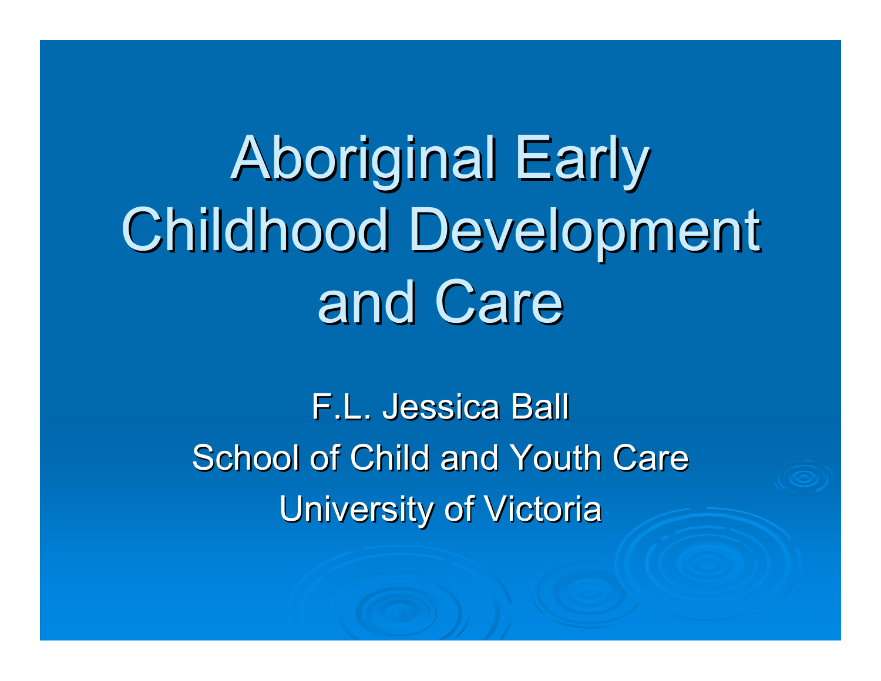# Aboriginal Early Childhood Development and Care

F.L. Jessica Ball

School of Child and Youth Care

University of Victoria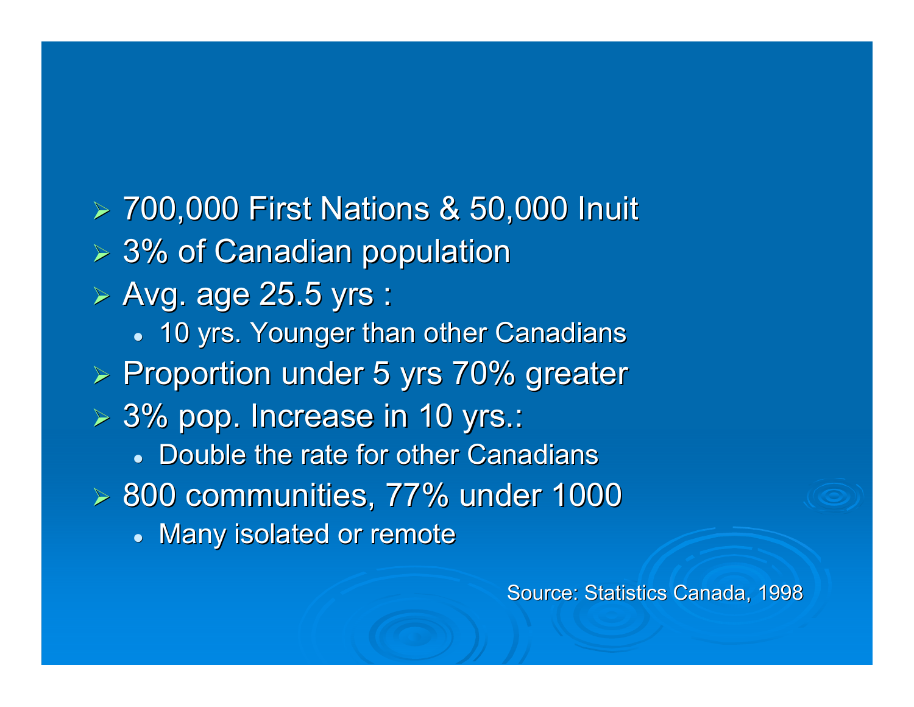- 700,000 First Nations & 50,000 Inuit
- 3% of Canadian population
- Avg. age 25.5 yrs :
  - 10 yrs. Younger than other Canadians
- Proportion under 5 yrs 70% greater
- 3% pop. Increase in 10 yrs.:
  - Double the rate for other Canadians
- 800 communities, 77% under 1000
  - Many isolated or remote

Source: Statistics Canada, 1998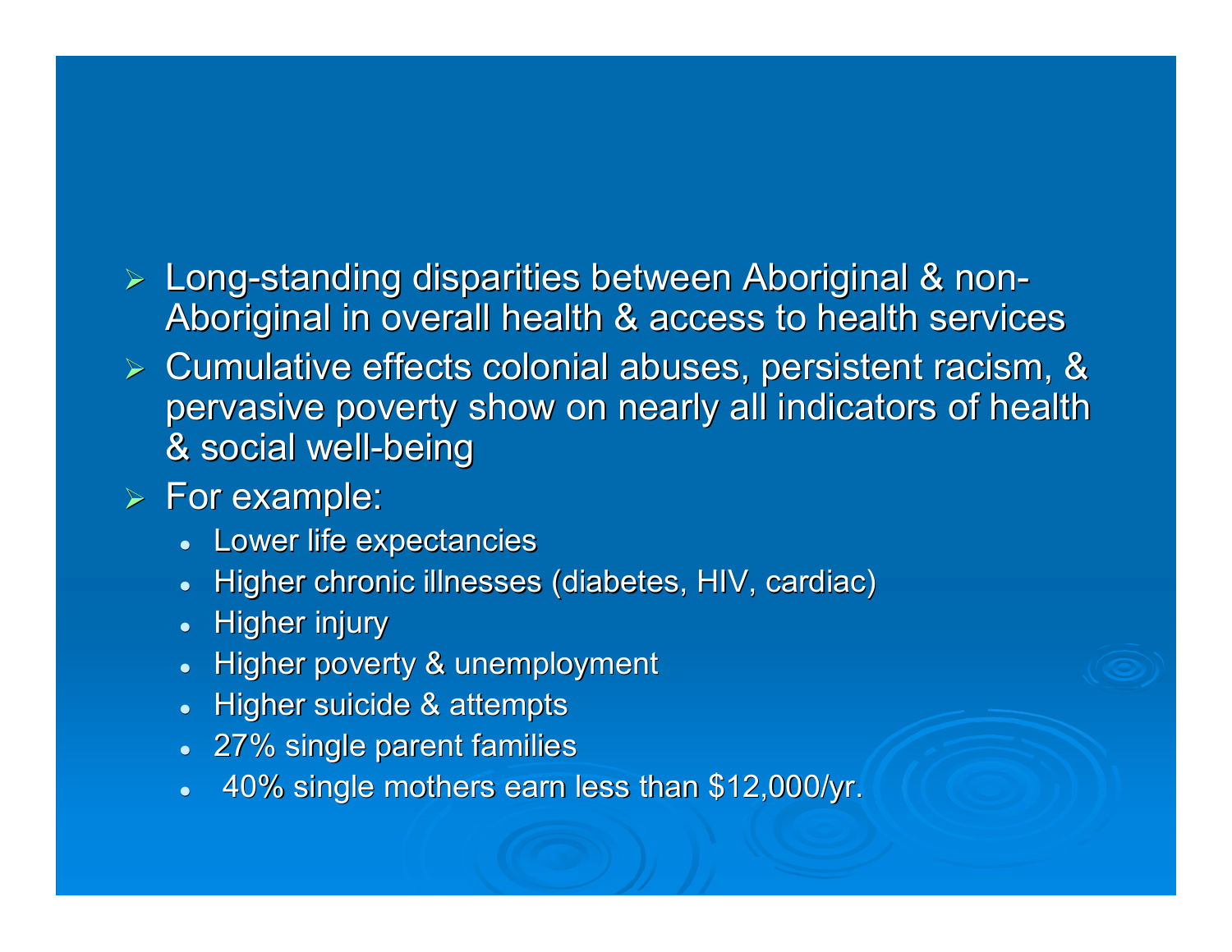- Long-standing disparities between Aboriginal & non-Aboriginal in overall health & access to health services
- Cumulative effects colonial abuses, persistent racism, & pervasive poverty show on nearly all indicators of health & social well-being
- For example:
  - Lower life expectancies
  - Higher chronic illnesses (diabetes, HIV, cardiac)
  - Higher injury
  - Higher poverty & unemployment
  - Higher suicide & attempts
  - 27% single parent families
  - 40% single mothers earn less than $12,000/yr.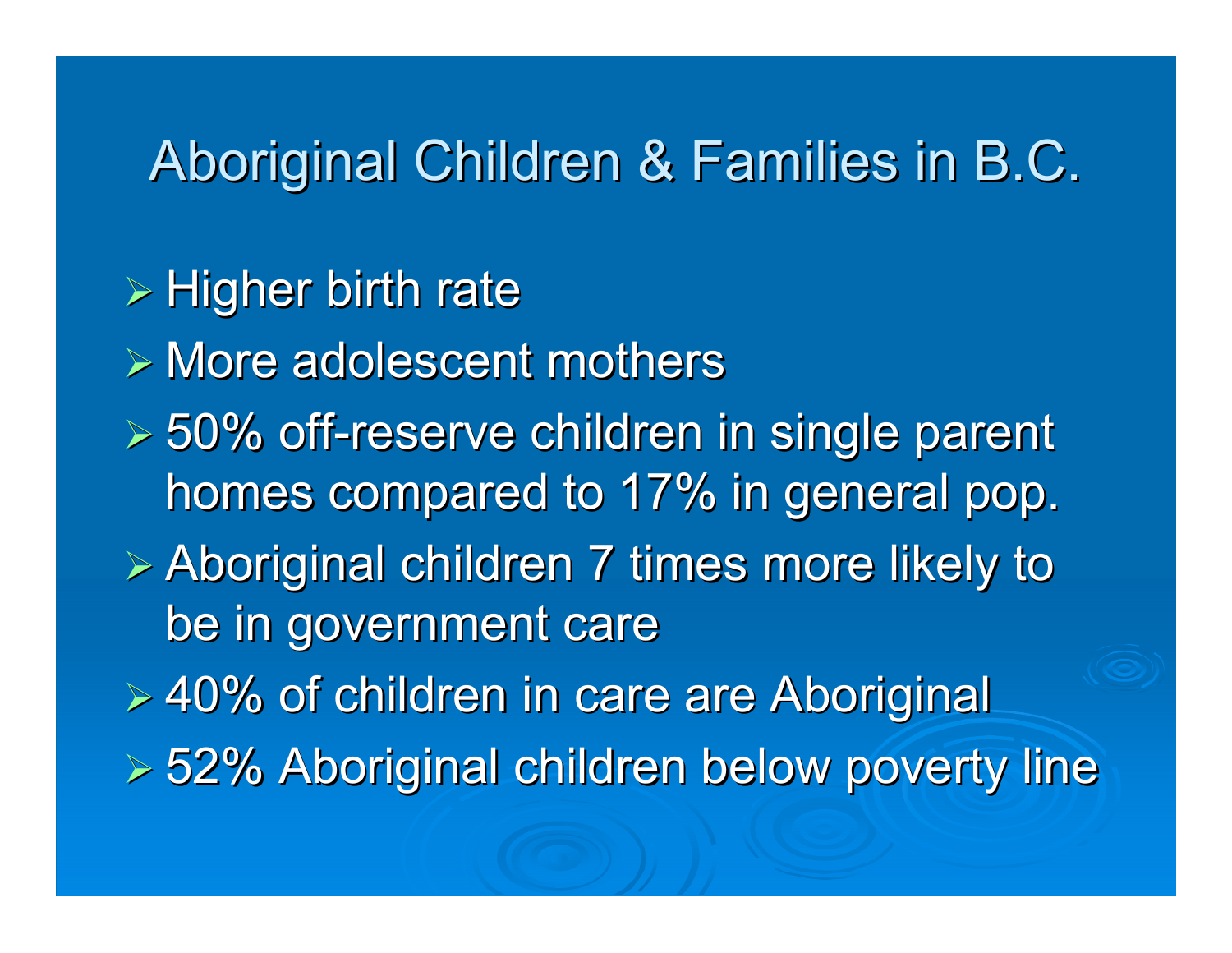# Aboriginal Children & Families in B.C.

- Higher birth rate
- More adolescent mothers
- 50% off-reserve children in single parent homes compared to 17% in general pop.
- Aboriginal children 7 times more likely to be in government care
- 40% of children in care are Aboriginal
- 52% Aboriginal children below poverty line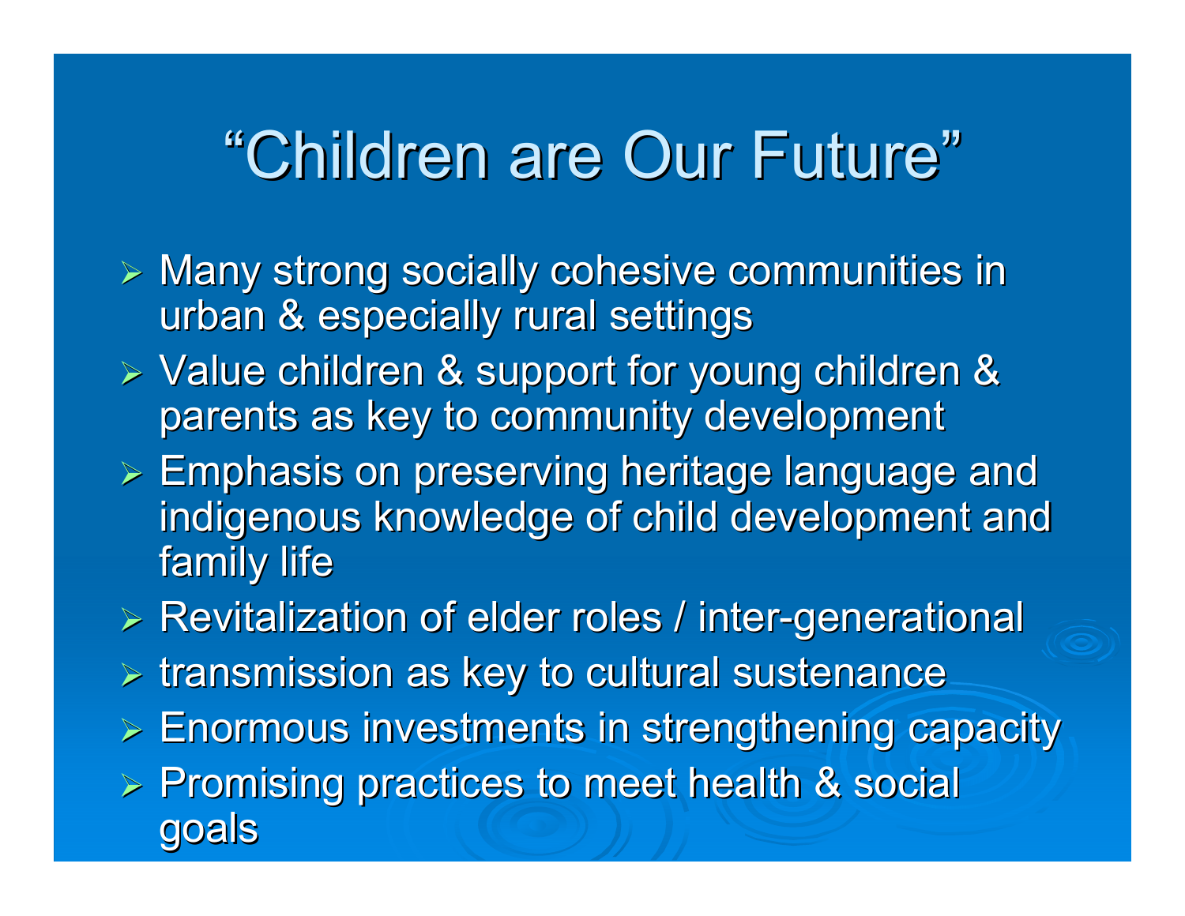# "Children are Our Future"

- Many strong socially cohesive communities in urban & especially rural settings
- Value children & support for young children & parents as key to community development
- Emphasis on preserving heritage language and indigenous knowledge of child development and family life
- Revitalization of elder roles / inter-generational
- transmission as key to cultural sustenance
- Enormous investments in strengthening capacity
- Promising practices to meet health & social goals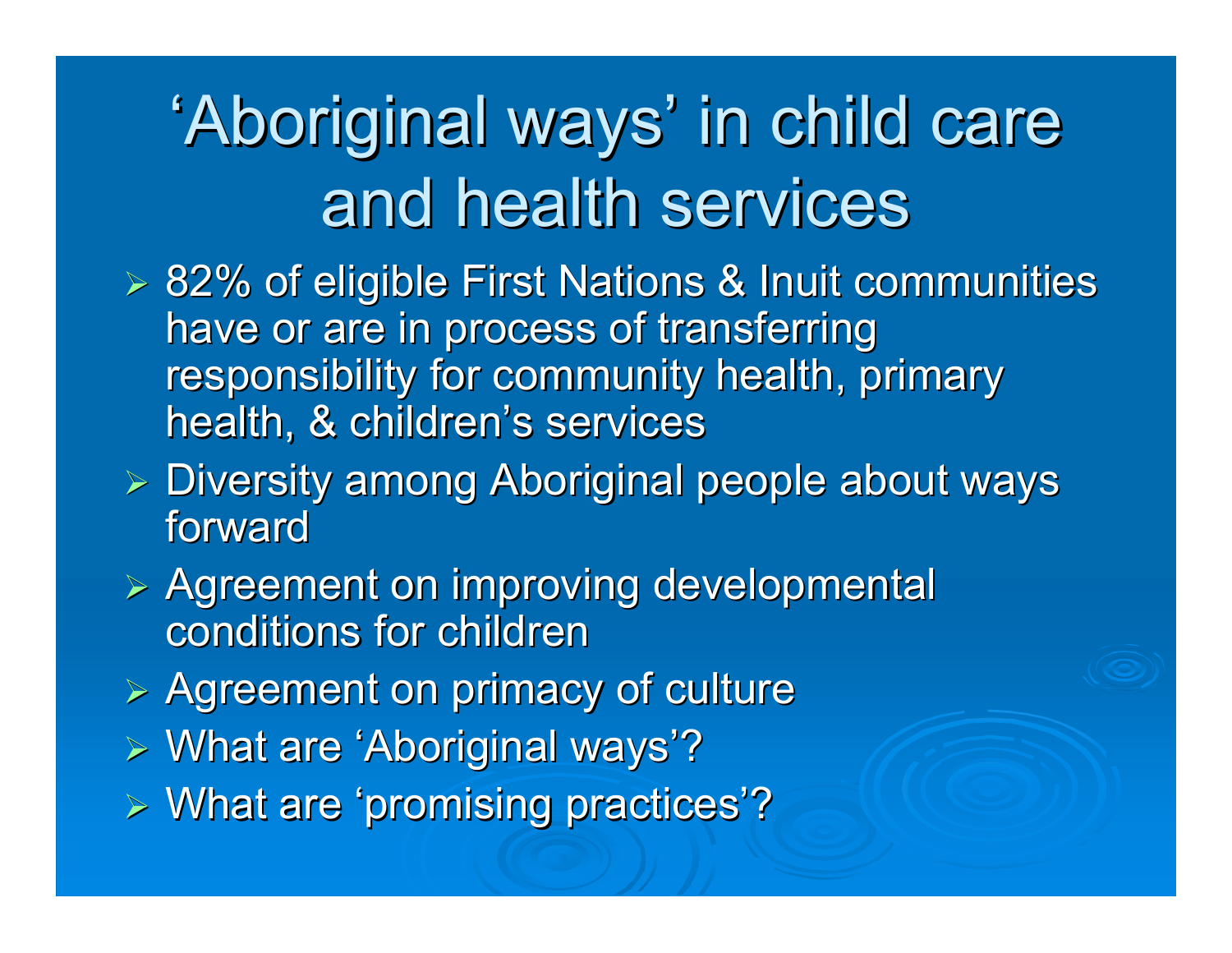# 'Aboriginal ways' in child care and health services

- 82% of eligible First Nations & Inuit communities have or are in process of transferring responsibility for community health, primary health, & children's services
- Diversity among Aboriginal people about ways forward
- Agreement on improving developmental conditions for children
- Agreement on primacy of culture
- What are 'Aboriginal ways'?
- What are 'promising practices'?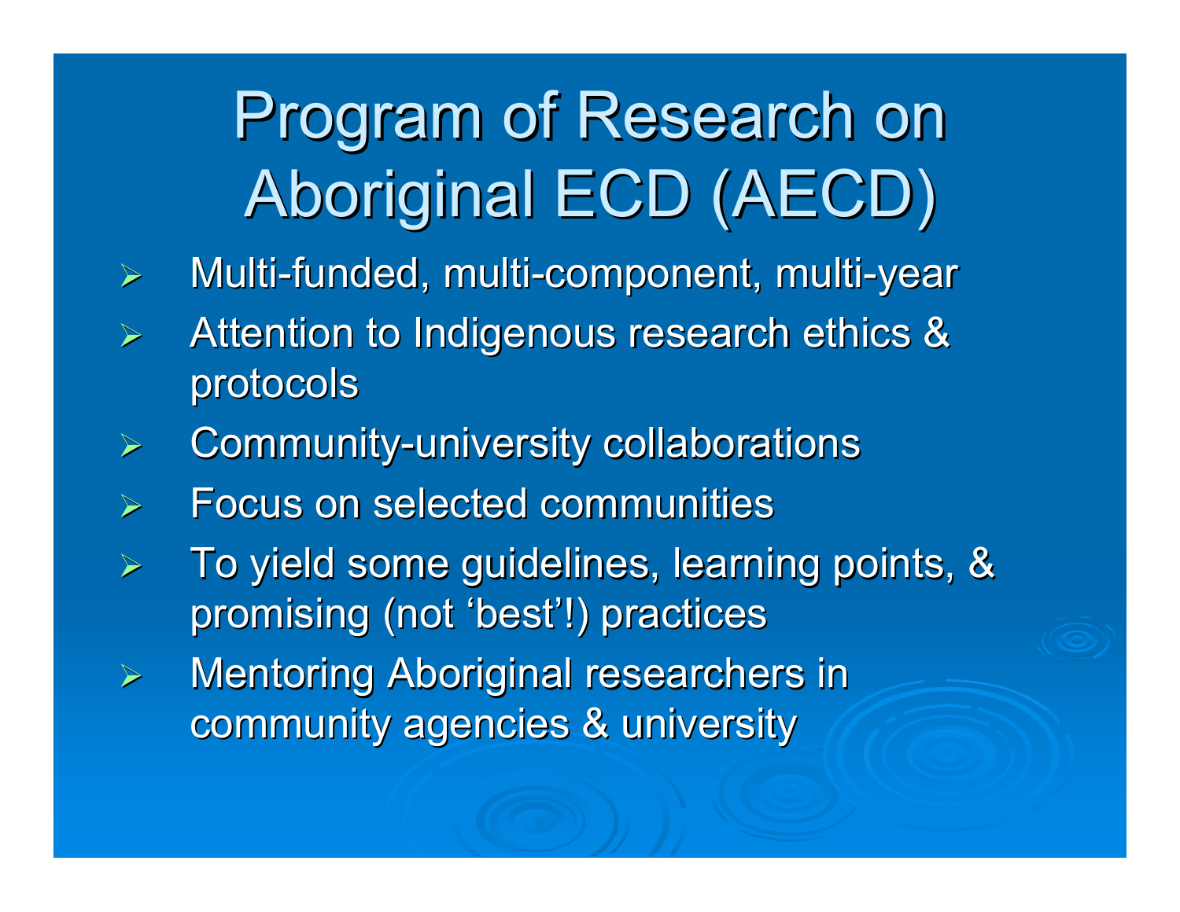# Program of Research on Aboriginal ECD (AECD)

- Multi-funded, multi-component, multi-year
- Attention to Indigenous research ethics & protocols
- Community-university collaborations
- Focus on selected communities
- To yield some guidelines, learning points, & promising (not 'best'!) practices
- Mentoring Aboriginal researchers in community agencies & university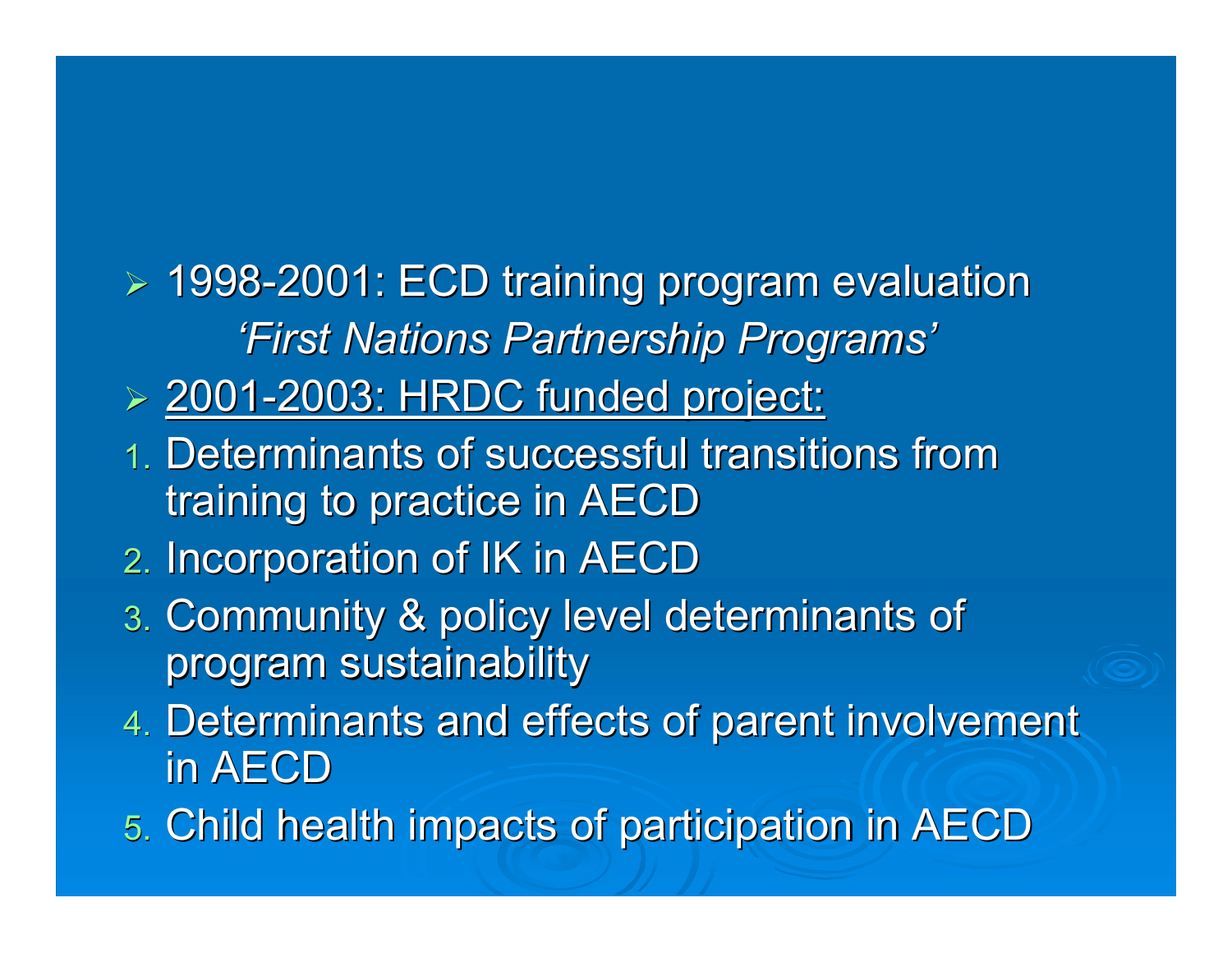- 1998-2001: ECD training program evaluation

  *‘First Nations Partnership Programs’*

- <u>2001-2003: HRDC funded project:</u>

1. Determinants of successful transitions from training to practice in AECD
2. Incorporation of IK in AECD
3. Community & policy level determinants of program sustainability
4. Determinants and effects of parent involvement in AECD
5. Child health impacts of participation in AECD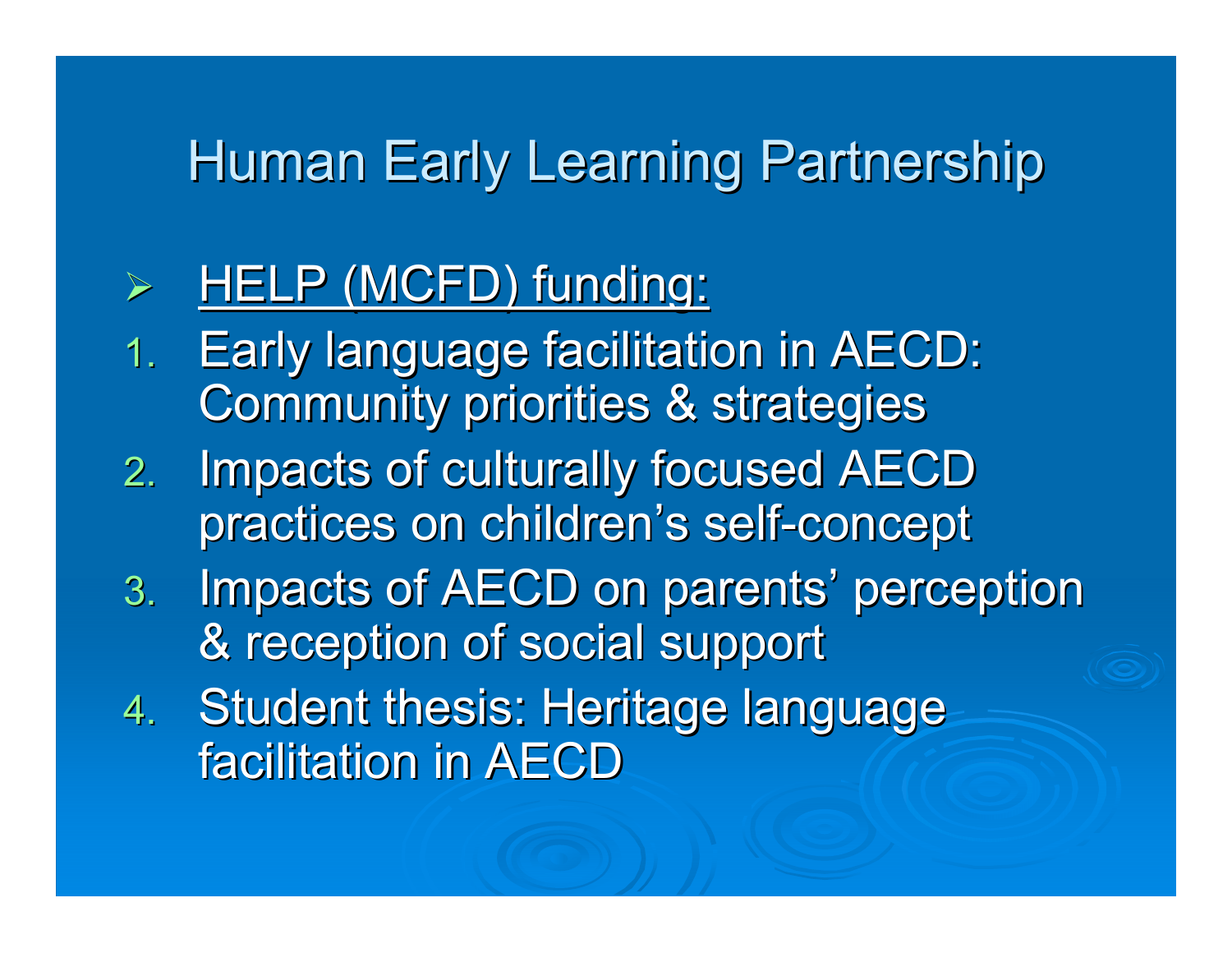# Human Early Learning Partnership

- <u>HELP (MCFD) funding:</u>

1. Early language facilitation in AECD: Community priorities & strategies
2. Impacts of culturally focused AECD practices on children's self-concept
3. Impacts of AECD on parents' perception & reception of social support
4. Student thesis: Heritage language facilitation in AECD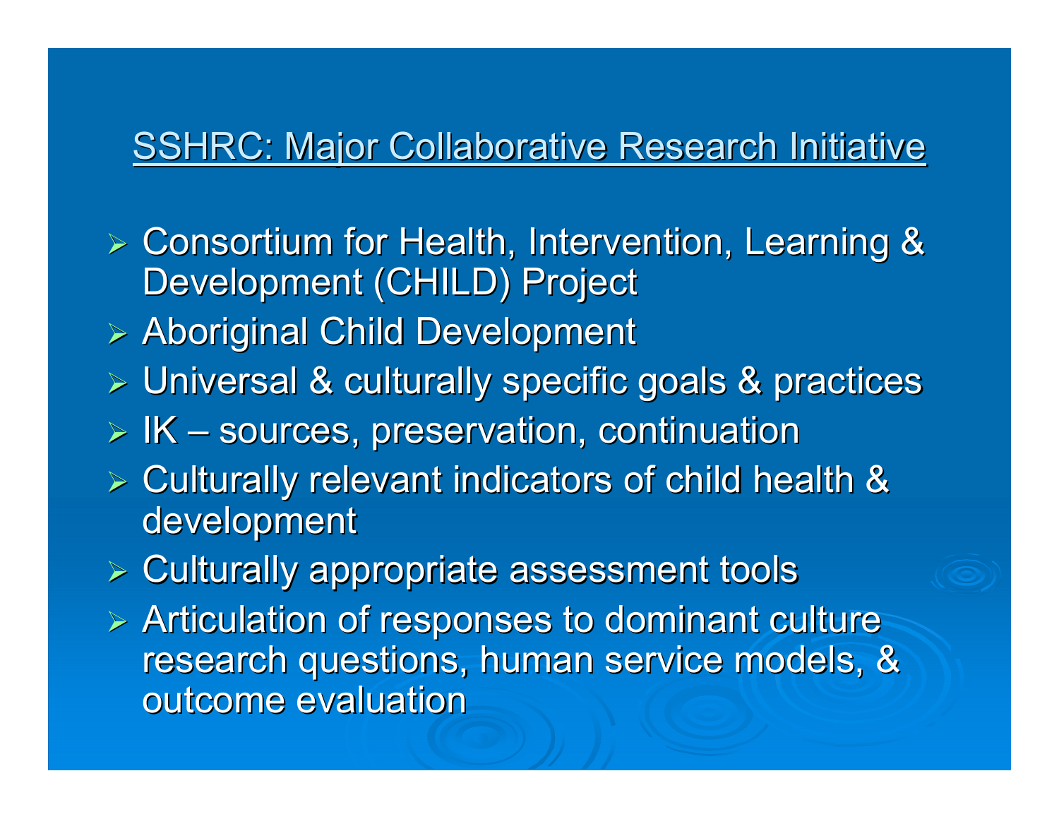## SSHRC: Major Collaborative Research Initiative

- Consortium for Health, Intervention, Learning & Development (CHILD) Project
- Aboriginal Child Development
- Universal & culturally specific goals & practices
- IK – sources, preservation, continuation
- Culturally relevant indicators of child health & development
- Culturally appropriate assessment tools
- Articulation of responses to dominant culture research questions, human service models, & outcome evaluation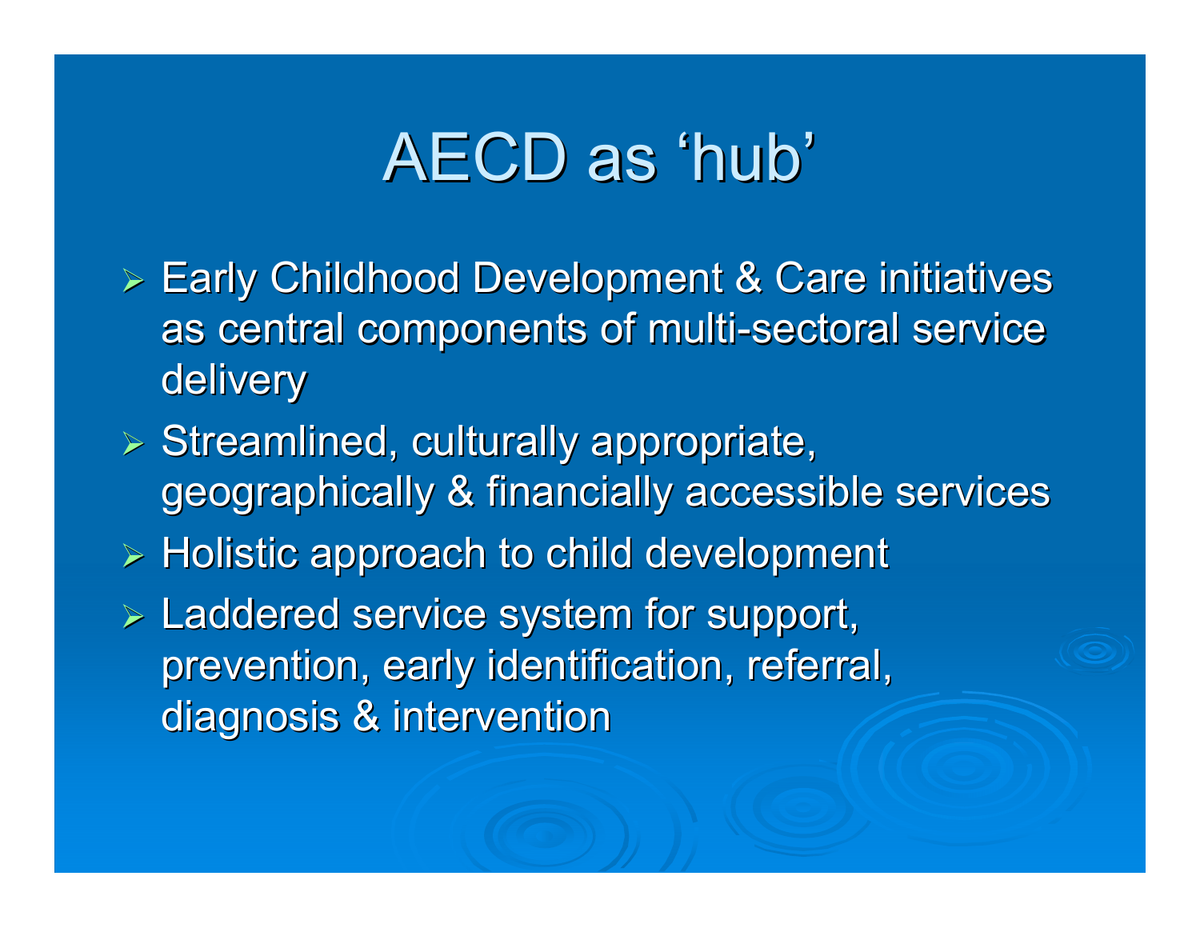# AECD as 'hub'

- Early Childhood Development & Care initiatives as central components of multi-sectoral service delivery
- Streamlined, culturally appropriate, geographically & financially accessible services
- Holistic approach to child development
- Laddered service system for support, prevention, early identification, referral, diagnosis & intervention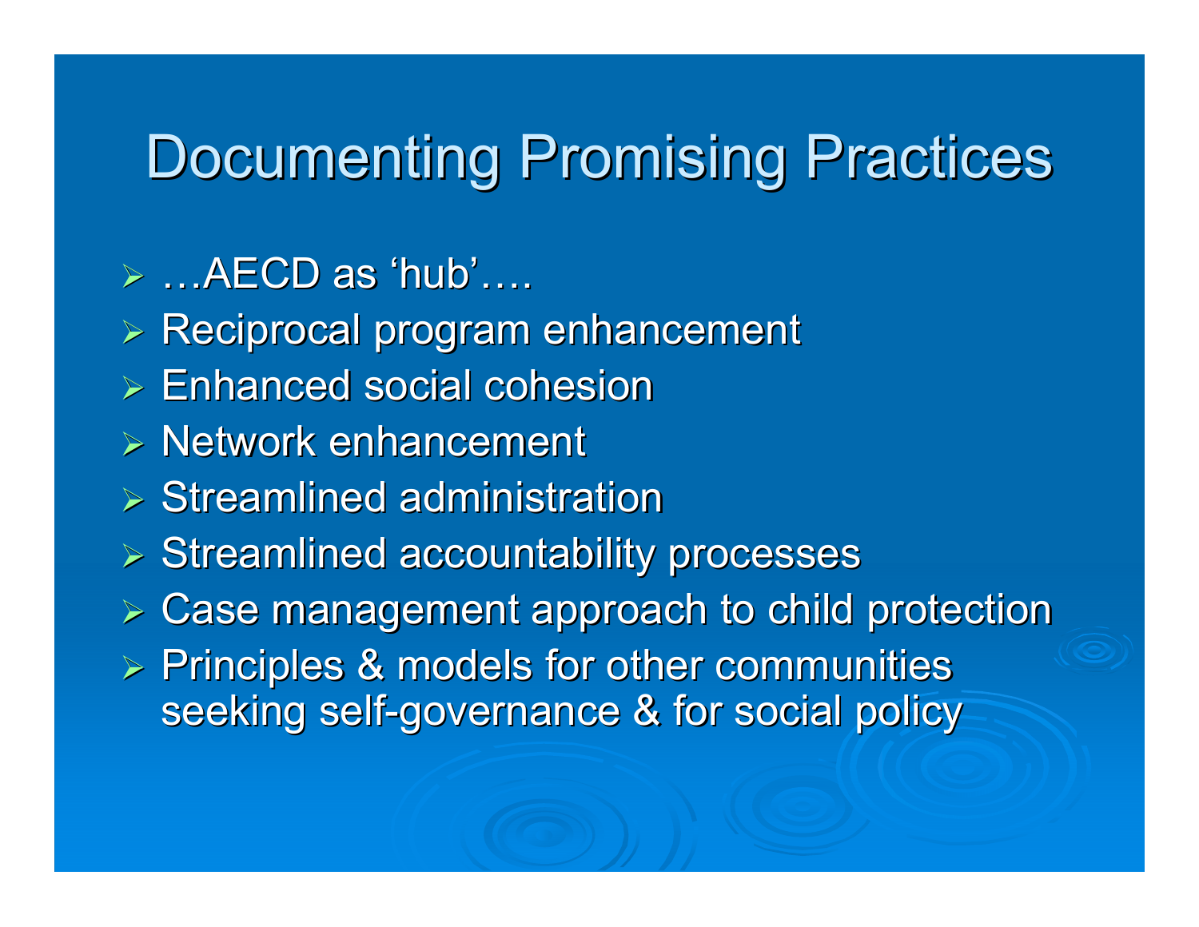# Documenting Promising Practices

- …AECD as 'hub'….
- Reciprocal program enhancement
- Enhanced social cohesion
- Network enhancement
- Streamlined administration
- Streamlined accountability processes
- Case management approach to child protection
- Principles & models for other communities seeking self-governance & for social policy